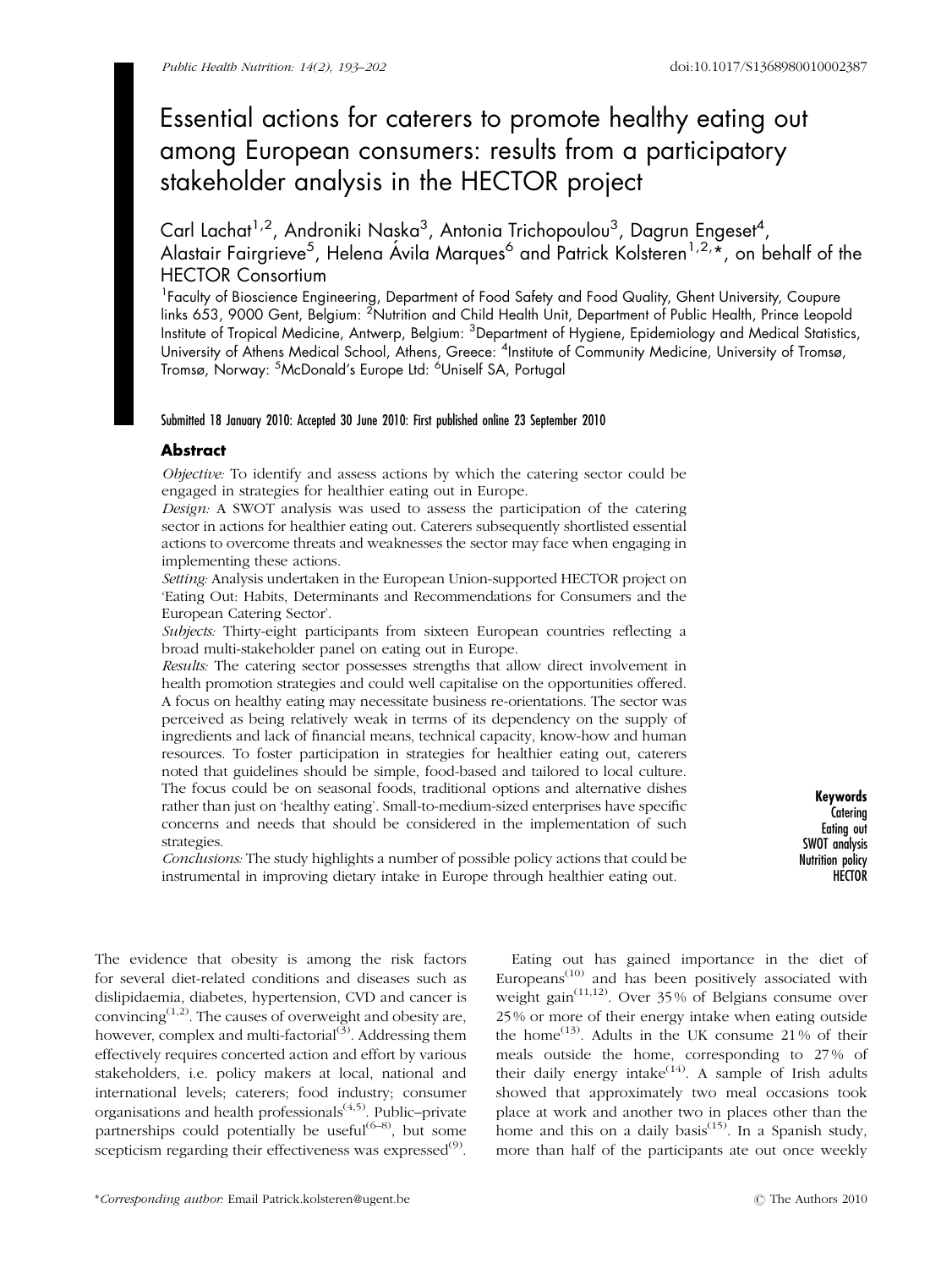# Essential actions for caterers to promote healthy eating out among European consumers: results from a participatory stakeholder analysis in the HECTOR project

Carl Lachat[1,2], Androniki Naska[3], Antonia Trichopoulou[3], Dagrun Engeset[4], Alastair Fairgrieve[5], Helena Ávila Marques[6] and Patrick Kolsteren[1,2,*], on behalf of the HECTOR Consortium

[1]Faculty of Bioscience Engineering, Department of Food Safety and Food Quality, Ghent University, Coupure links 653, 9000 Gent, Belgium: [2]Nutrition and Child Health Unit, Department of Public Health, Prince Leopold Institute of Tropical Medicine, Antwerp, Belgium: [3]Department of Hygiene, Epidemiology and Medical Statistics, University of Athens Medical School, Athens, Greece: [4]Institute of Community Medicine, University of Tromsø, Tromsø, Norway: [5]McDonald's Europe Ltd: [6]Uniself SA, Portugal

Submitted 18 January 2010: Accepted 30 June 2010: First published online 23 September 2010

## Abstract

*Objective:* To identify and assess actions by which the catering sector could be engaged in strategies for healthier eating out in Europe.

*Design:* A SWOT analysis was used to assess the participation of the catering sector in actions for healthier eating out. Caterers subsequently shortlisted essential actions to overcome threats and weaknesses the sector may face when engaging in implementing these actions.

*Setting:* Analysis undertaken in the European Union-supported HECTOR project on 'Eating Out: Habits, Determinants and Recommendations for Consumers and the European Catering Sector'.

*Subjects:* Thirty-eight participants from sixteen European countries reflecting a broad multi-stakeholder panel on eating out in Europe.

*Results:* The catering sector possesses strengths that allow direct involvement in health promotion strategies and could well capitalise on the opportunities offered. A focus on healthy eating may necessitate business re-orientations. The sector was perceived as being relatively weak in terms of its dependency on the supply of ingredients and lack of financial means, technical capacity, know-how and human resources. To foster participation in strategies for healthier eating out, caterers noted that guidelines should be simple, food-based and tailored to local culture. The focus could be on seasonal foods, traditional options and alternative dishes rather than just on 'healthy eating'. Small-to-medium-sized enterprises have specific concerns and needs that should be considered in the implementation of such strategies.

*Conclusions:* The study highlights a number of possible policy actions that could be instrumental in improving dietary intake in Europe through healthier eating out.

**Keywords**
Catering
Eating out
SWOT analysis
Nutrition policy
HECTOR

The evidence that obesity is among the risk factors for several diet-related conditions and diseases such as dislipidaemia, diabetes, hypertension, CVD and cancer is convincing[1,2]. The causes of overweight and obesity are, however, complex and multi-factorial[3]. Addressing them effectively requires concerted action and effort by various stakeholders, i.e. policy makers at local, national and international levels; caterers; food industry; consumer organisations and health professionals[4,5]. Public–private partnerships could potentially be useful[6–8], but some scepticism regarding their effectiveness was expressed[9].

Eating out has gained importance in the diet of Europeans[10] and has been positively associated with weight gain[11,12]. Over 35% of Belgians consume over 25% or more of their energy intake when eating outside the home[13]. Adults in the UK consume 21% of their meals outside the home, corresponding to 27% of their daily energy intake[14]. A sample of Irish adults showed that approximately two meal occasions took place at work and another two in places other than the home and this on a daily basis[15]. In a Spanish study, more than half of the participants ate out once weekly

*Corresponding author: Email Patrick.kolsteren@ugent.be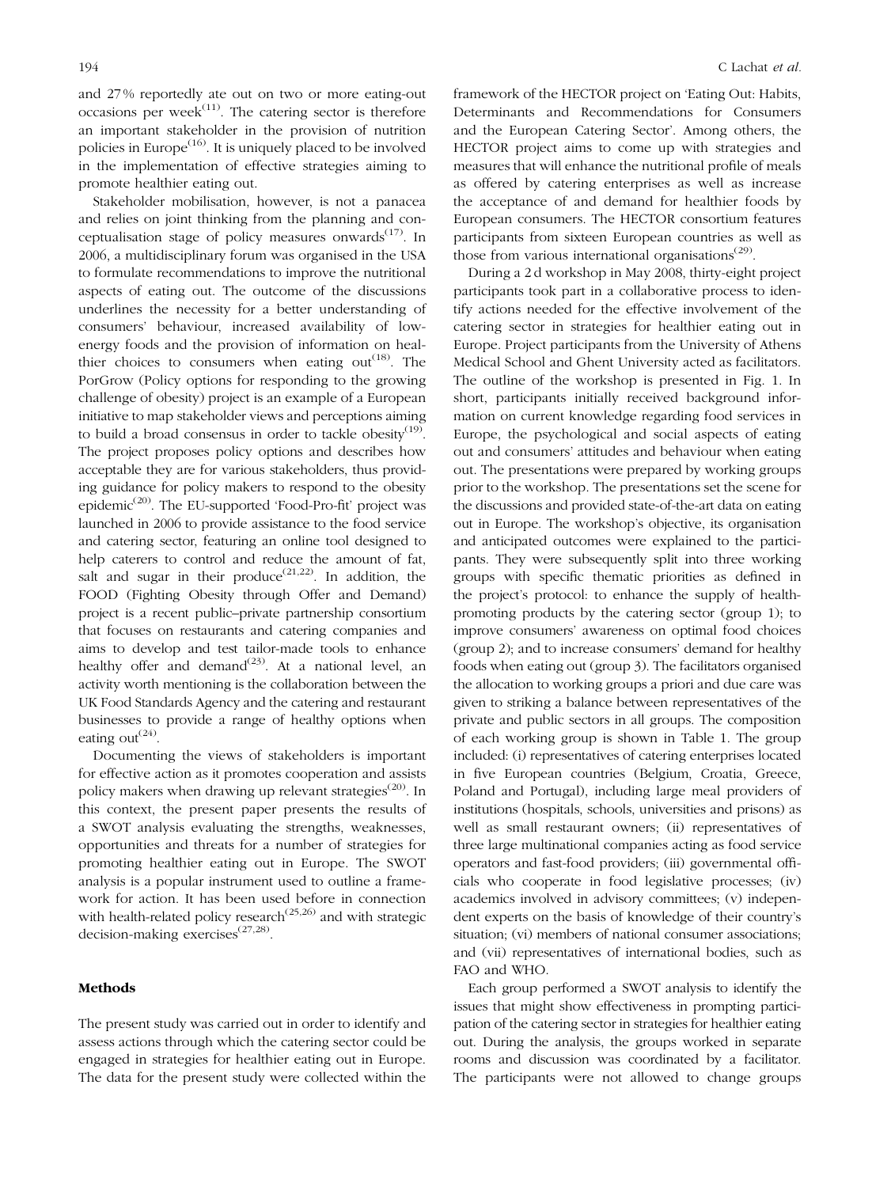and 27 % reportedly ate out on two or more eating-out occasions per week[11]. The catering sector is therefore an important stakeholder in the provision of nutrition policies in Europe[16]. It is uniquely placed to be involved in the implementation of effective strategies aiming to promote healthier eating out.

Stakeholder mobilisation, however, is not a panacea and relies on joint thinking from the planning and conceptualisation stage of policy measures onwards[17]. In 2006, a multidisciplinary forum was organised in the USA to formulate recommendations to improve the nutritional aspects of eating out. The outcome of the discussions underlines the necessity for a better understanding of consumers' behaviour, increased availability of low-energy foods and the provision of information on healthier choices to consumers when eating out[18]. The PorGrow (Policy options for responding to the growing challenge of obesity) project is an example of a European initiative to map stakeholder views and perceptions aiming to build a broad consensus in order to tackle obesity[19]. The project proposes policy options and describes how acceptable they are for various stakeholders, thus providing guidance for policy makers to respond to the obesity epidemic[20]. The EU-supported 'Food-Pro-fit' project was launched in 2006 to provide assistance to the food service and catering sector, featuring an online tool designed to help caterers to control and reduce the amount of fat, salt and sugar in their produce[21,22]. In addition, the FOOD (Fighting Obesity through Offer and Demand) project is a recent public–private partnership consortium that focuses on restaurants and catering companies and aims to develop and test tailor-made tools to enhance healthy offer and demand[23]. At a national level, an activity worth mentioning is the collaboration between the UK Food Standards Agency and the catering and restaurant businesses to provide a range of healthy options when eating out[24].

Documenting the views of stakeholders is important for effective action as it promotes cooperation and assists policy makers when drawing up relevant strategies[20]. In this context, the present paper presents the results of a SWOT analysis evaluating the strengths, weaknesses, opportunities and threats for a number of strategies for promoting healthier eating out in Europe. The SWOT analysis is a popular instrument used to outline a framework for action. It has been used before in connection with health-related policy research[25,26] and with strategic decision-making exercises[27,28].

## Methods

The present study was carried out in order to identify and assess actions through which the catering sector could be engaged in strategies for healthier eating out in Europe. The data for the present study were collected within the framework of the HECTOR project on 'Eating Out: Habits, Determinants and Recommendations for Consumers and the European Catering Sector'. Among others, the HECTOR project aims to come up with strategies and measures that will enhance the nutritional profile of meals as offered by catering enterprises as well as increase the acceptance of and demand for healthier foods by European consumers. The HECTOR consortium features participants from sixteen European countries as well as those from various international organisations[29].

During a 2 d workshop in May 2008, thirty-eight project participants took part in a collaborative process to identify actions needed for the effective involvement of the catering sector in strategies for healthier eating out in Europe. Project participants from the University of Athens Medical School and Ghent University acted as facilitators. The outline of the workshop is presented in Fig. 1. In short, participants initially received background information on current knowledge regarding food services in Europe, the psychological and social aspects of eating out and consumers' attitudes and behaviour when eating out. The presentations were prepared by working groups prior to the workshop. The presentations set the scene for the discussions and provided state-of-the-art data on eating out in Europe. The workshop's objective, its organisation and anticipated outcomes were explained to the participants. They were subsequently split into three working groups with specific thematic priorities as defined in the project's protocol: to enhance the supply of health-promoting products by the catering sector (group 1); to improve consumers' awareness on optimal food choices (group 2); and to increase consumers' demand for healthy foods when eating out (group 3). The facilitators organised the allocation to working groups a priori and due care was given to striking a balance between representatives of the private and public sectors in all groups. The composition of each working group is shown in Table 1. The group included: (i) representatives of catering enterprises located in five European countries (Belgium, Croatia, Greece, Poland and Portugal), including large meal providers of institutions (hospitals, schools, universities and prisons) as well as small restaurant owners; (ii) representatives of three large multinational companies acting as food service operators and fast-food providers; (iii) governmental officials who cooperate in food legislative processes; (iv) academics involved in advisory committees; (v) independent experts on the basis of knowledge of their country's situation; (vi) members of national consumer associations; and (vii) representatives of international bodies, such as FAO and WHO.

Each group performed a SWOT analysis to identify the issues that might show effectiveness in prompting participation of the catering sector in strategies for healthier eating out. During the analysis, the groups worked in separate rooms and discussion was coordinated by a facilitator. The participants were not allowed to change groups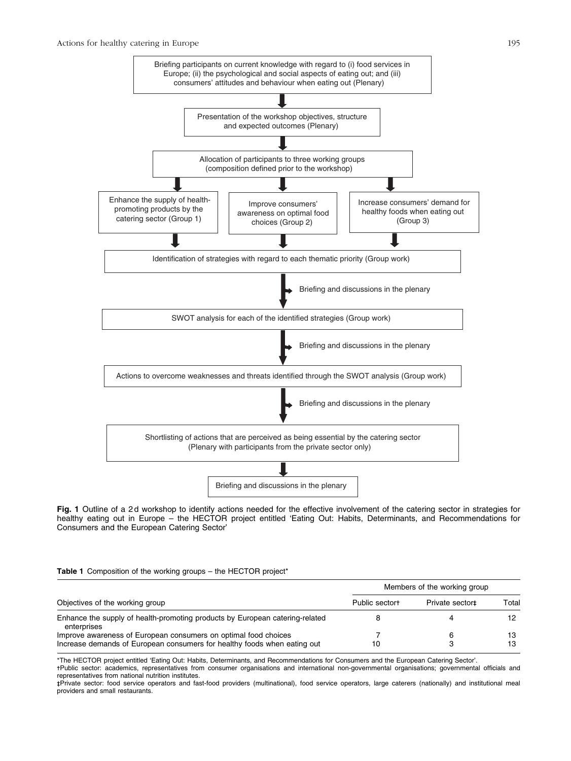Briefing participants on current knowledge with regard to (i) food services in Europe; (ii) the psychological and social aspects of eating out; and (iii) consumers' attitudes and behaviour when eating out (Plenary)

Presentation of the workshop objectives, structure and expected outcomes (Plenary)

Allocation of participants to three working groups (composition defined prior to the workshop)

Enhance the supply of health-promoting products by the catering sector (Group 1)

Improve consumers' awareness on optimal food choices (Group 2)

Increase consumers' demand for healthy foods when eating out (Group 3)

Identification of strategies with regard to each thematic priority (Group work)

Briefing and discussions in the plenary

SWOT analysis for each of the identified strategies (Group work)

Briefing and discussions in the plenary

Actions to overcome weaknesses and threats identified through the SWOT analysis (Group work)

Briefing and discussions in the plenary

Shortlisting of actions that are perceived as being essential by the catering sector (Plenary with participants from the private sector only)

Briefing and discussions in the plenary

**Fig. 1** Outline of a 2 d workshop to identify actions needed for the effective involvement of the catering sector in strategies for healthy eating out in Europe – the HECTOR project entitled 'Eating Out: Habits, Determinants, and Recommendations for Consumers and the European Catering Sector'

**Table 1** Composition of the working groups – the HECTOR project*

| Objectives of the working group | Members of the working group | | |
|---|---|---|---|
| | Public sector† | Private sector‡ | Total |
| Enhance the supply of health-promoting products by European catering-related enterprises | 8 | 4 | 12 |
| Improve awareness of European consumers on optimal food choices | 7 | 6 | 13 |
| Increase demands of European consumers for healthy foods when eating out | 10 | 3 | 13 |

*The HECTOR project entitled 'Eating Out: Habits, Determinants, and Recommendations for Consumers and the European Catering Sector'.
†Public sector: academics, representatives from consumer organisations and international non-governmental organisations; governmental officials and representatives from national nutrition institutes.
‡Private sector: food service operators and fast-food providers (multinational), food service operators, large caterers (nationally) and institutional meal providers and small restaurants.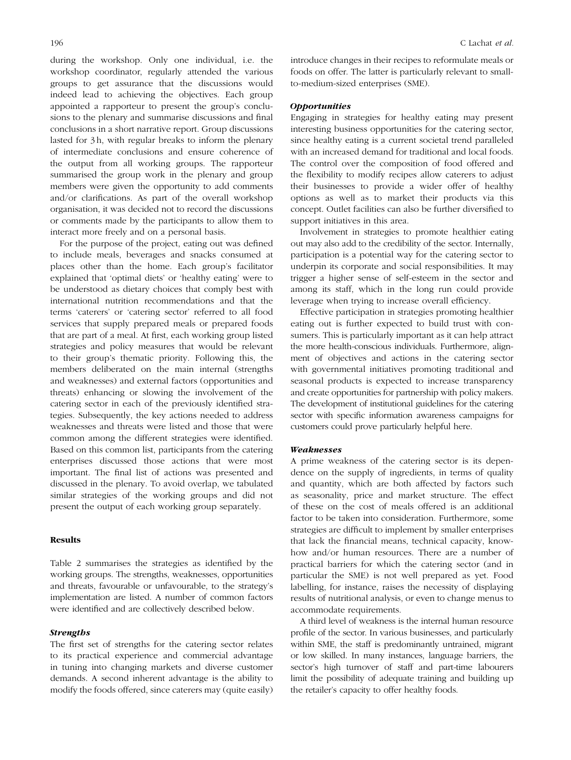during the workshop. Only one individual, i.e. the workshop coordinator, regularly attended the various groups to get assurance that the discussions would indeed lead to achieving the objectives. Each group appointed a rapporteur to present the group's conclusions to the plenary and summarise discussions and final conclusions in a short narrative report. Group discussions lasted for 3 h, with regular breaks to inform the plenary of intermediate conclusions and ensure coherence of the output from all working groups. The rapporteur summarised the group work in the plenary and group members were given the opportunity to add comments and/or clarifications. As part of the overall workshop organisation, it was decided not to record the discussions or comments made by the participants to allow them to interact more freely and on a personal basis.

For the purpose of the project, eating out was defined to include meals, beverages and snacks consumed at places other than the home. Each group's facilitator explained that 'optimal diets' or 'healthy eating' were to be understood as dietary choices that comply best with international nutrition recommendations and that the terms 'caterers' or 'catering sector' referred to all food services that supply prepared meals or prepared foods that are part of a meal. At first, each working group listed strategies and policy measures that would be relevant to their group's thematic priority. Following this, the members deliberated on the main internal (strengths and weaknesses) and external factors (opportunities and threats) enhancing or slowing the involvement of the catering sector in each of the previously identified strategies. Subsequently, the key actions needed to address weaknesses and threats were listed and those that were common among the different strategies were identified. Based on this common list, participants from the catering enterprises discussed those actions that were most important. The final list of actions was presented and discussed in the plenary. To avoid overlap, we tabulated similar strategies of the working groups and did not present the output of each working group separately.

## Results

Table 2 summarises the strategies as identified by the working groups. The strengths, weaknesses, opportunities and threats, favourable or unfavourable, to the strategy's implementation are listed. A number of common factors were identified and are collectively described below.

### *Strengths*

The first set of strengths for the catering sector relates to its practical experience and commercial advantage in tuning into changing markets and diverse customer demands. A second inherent advantage is the ability to modify the foods offered, since caterers may (quite easily) introduce changes in their recipes to reformulate meals or foods on offer. The latter is particularly relevant to small-to-medium-sized enterprises (SME).

### *Opportunities*

Engaging in strategies for healthy eating may present interesting business opportunities for the catering sector, since healthy eating is a current societal trend paralleled with an increased demand for traditional and local foods. The control over the composition of food offered and the flexibility to modify recipes allow caterers to adjust their businesses to provide a wider offer of healthy options as well as to market their products via this concept. Outlet facilities can also be further diversified to support initiatives in this area.

Involvement in strategies to promote healthier eating out may also add to the credibility of the sector. Internally, participation is a potential way for the catering sector to underpin its corporate and social responsibilities. It may trigger a higher sense of self-esteem in the sector and among its staff, which in the long run could provide leverage when trying to increase overall efficiency.

Effective participation in strategies promoting healthier eating out is further expected to build trust with consumers. This is particularly important as it can help attract the more health-conscious individuals. Furthermore, alignment of objectives and actions in the catering sector with governmental initiatives promoting traditional and seasonal products is expected to increase transparency and create opportunities for partnership with policy makers. The development of institutional guidelines for the catering sector with specific information awareness campaigns for customers could prove particularly helpful here.

### *Weaknesses*

A prime weakness of the catering sector is its dependence on the supply of ingredients, in terms of quality and quantity, which are both affected by factors such as seasonality, price and market structure. The effect of these on the cost of meals offered is an additional factor to be taken into consideration. Furthermore, some strategies are difficult to implement by smaller enterprises that lack the financial means, technical capacity, know-how and/or human resources. There are a number of practical barriers for which the catering sector (and in particular the SME) is not well prepared as yet. Food labelling, for instance, raises the necessity of displaying results of nutritional analysis, or even to change menus to accommodate requirements.

A third level of weakness is the internal human resource profile of the sector. In various businesses, and particularly within SME, the staff is predominantly untrained, migrant or low skilled. In many instances, language barriers, the sector's high turnover of staff and part-time labourers limit the possibility of adequate training and building up the retailer's capacity to offer healthy foods.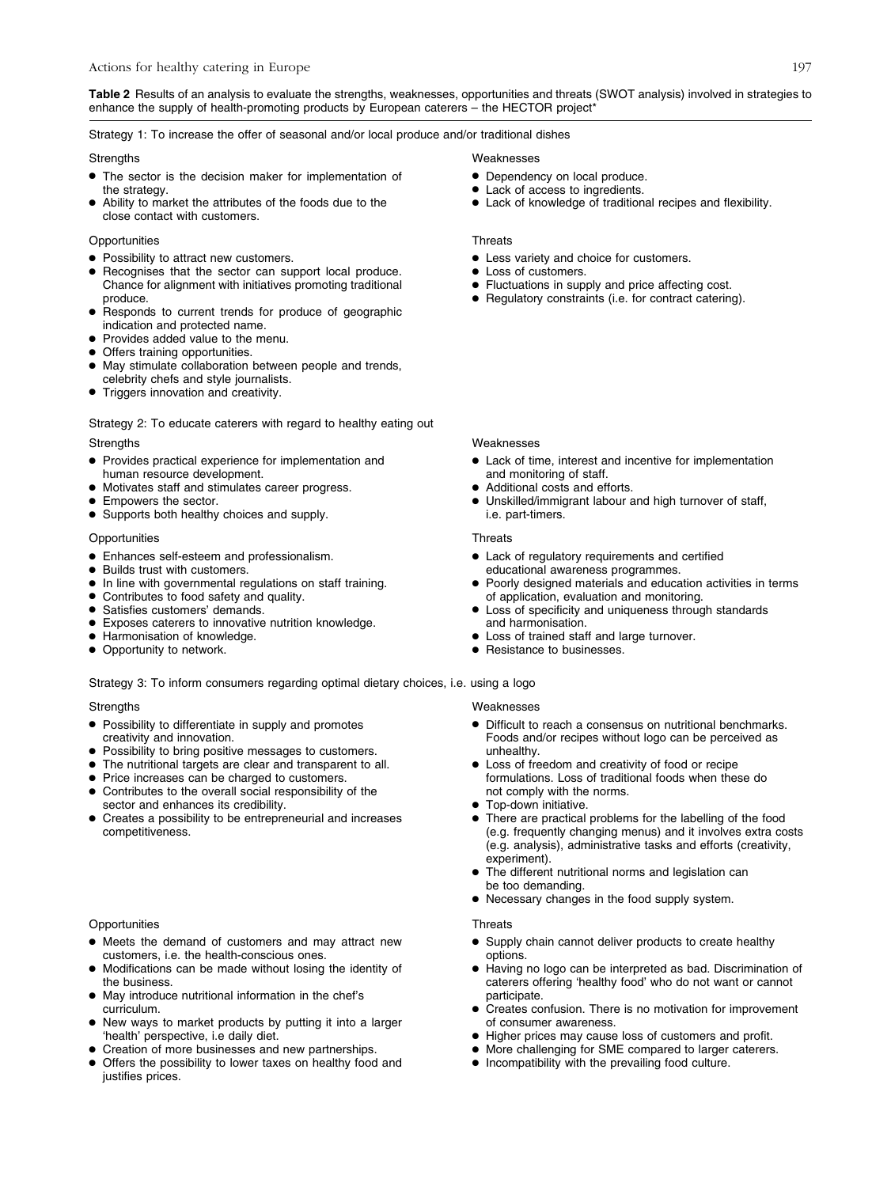**Table 2** Results of an analysis to evaluate the strengths, weaknesses, opportunities and threats (SWOT analysis) involved in strategies to enhance the supply of health-promoting products by European caterers – the HECTOR project*

Strategy 1: To increase the offer of seasonal and/or local produce and/or traditional dishes

Strengths

- The sector is the decision maker for implementation of the strategy.
- Ability to market the attributes of the foods due to the close contact with customers.

Weaknesses

- Dependency on local produce.
- Lack of access to ingredients.
- Lack of knowledge of traditional recipes and flexibility.

Opportunities

- Possibility to attract new customers.
- Recognises that the sector can support local produce. Chance for alignment with initiatives promoting traditional produce.
- Responds to current trends for produce of geographic indication and protected name.
- Provides added value to the menu.
- Offers training opportunities.
- May stimulate collaboration between people and trends, celebrity chefs and style journalists.
- Triggers innovation and creativity.

Threats

- Less variety and choice for customers.
- Loss of customers.
- Fluctuations in supply and price affecting cost.
- Regulatory constraints (i.e. for contract catering).

Strategy 2: To educate caterers with regard to healthy eating out

Strengths

- Provides practical experience for implementation and human resource development.
- Motivates staff and stimulates career progress.
- Empowers the sector.
- Supports both healthy choices and supply.

Weaknesses

- Lack of time, interest and incentive for implementation and monitoring of staff.
- Additional costs and efforts.
- Unskilled/immigrant labour and high turnover of staff, i.e. part-timers.

Opportunities

- Enhances self-esteem and professionalism.
- Builds trust with customers.
- In line with governmental regulations on staff training.
- Contributes to food safety and quality.
- Satisfies customers' demands.
- Exposes caterers to innovative nutrition knowledge.
- Harmonisation of knowledge.
- Opportunity to network.

Threats

- Lack of regulatory requirements and certified educational awareness programmes.
- Poorly designed materials and education activities in terms of application, evaluation and monitoring.
- Loss of specificity and uniqueness through standards and harmonisation.
- Loss of trained staff and large turnover.
- Resistance to businesses.

Strategy 3: To inform consumers regarding optimal dietary choices, i.e. using a logo

Strengths

- Possibility to differentiate in supply and promotes creativity and innovation.
- Possibility to bring positive messages to customers.
- The nutritional targets are clear and transparent to all.
- Price increases can be charged to customers.
- Contributes to the overall social responsibility of the sector and enhances its credibility.
- Creates a possibility to be entrepreneurial and increases competitiveness.

Weaknesses

- Difficult to reach a consensus on nutritional benchmarks. Foods and/or recipes without logo can be perceived as unhealthy.
- Loss of freedom and creativity of food or recipe formulations. Loss of traditional foods when these do not comply with the norms.
- Top-down initiative.
- There are practical problems for the labelling of the food (e.g. frequently changing menus) and it involves extra costs (e.g. analysis), administrative tasks and efforts (creativity, experiment).
- The different nutritional norms and legislation can be too demanding.
- Necessary changes in the food supply system.

Opportunities

- Meets the demand of customers and may attract new customers, i.e. the health-conscious ones.
- Modifications can be made without losing the identity of the business.
- May introduce nutritional information in the chef's curriculum.
- New ways to market products by putting it into a larger 'health' perspective, i.e daily diet.
- Creation of more businesses and new partnerships.
- Offers the possibility to lower taxes on healthy food and justifies prices.

Threats

- Supply chain cannot deliver products to create healthy options.
- Having no logo can be interpreted as bad. Discrimination of caterers offering 'healthy food' who do not want or cannot participate.
- Creates confusion. There is no motivation for improvement of consumer awareness.
- Higher prices may cause loss of customers and profit.
- More challenging for SME compared to larger caterers.
- Incompatibility with the prevailing food culture.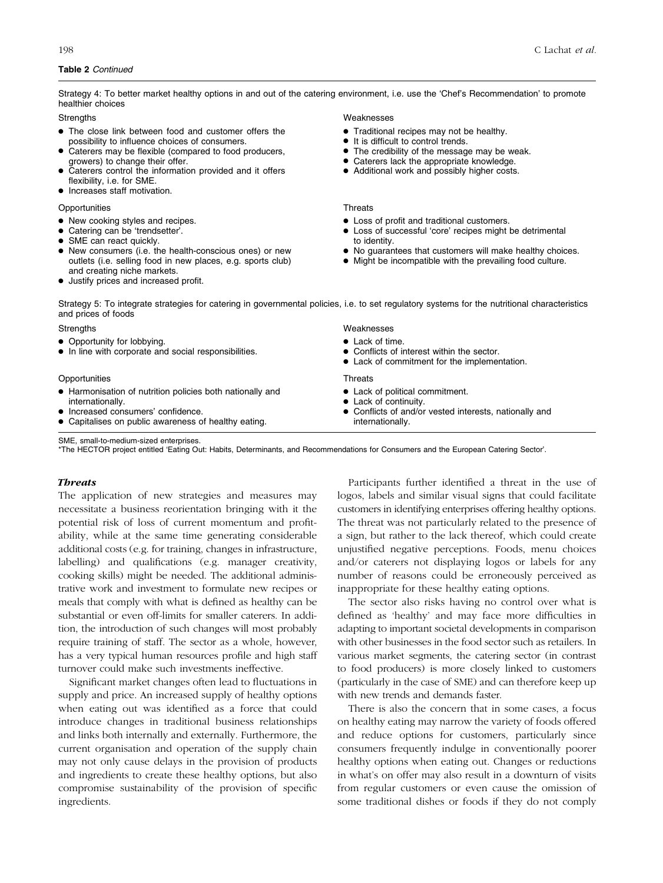**Table 2** *Continued*

Strategy 4: To better market healthy options in and out of the catering environment, i.e. use the 'Chef's Recommendation' to promote healthier choices

| Strengths | Weaknesses |
|---|---|
| • The close link between food and customer offers the possibility to influence choices of consumers.<br>• Caterers may be flexible (compared to food producers, growers) to change their offer.<br>• Caterers control the information provided and it offers flexibility, i.e. for SME.<br>• Increases staff motivation. | • Traditional recipes may not be healthy.<br>• It is difficult to control trends.<br>• The credibility of the message may be weak.<br>• Caterers lack the appropriate knowledge.<br>• Additional work and possibly higher costs. |
| **Opportunities** | **Threats** |
| • New cooking styles and recipes.<br>• Catering can be 'trendsetter'.<br>• SME can react quickly.<br>• New consumers (i.e. the health-conscious ones) or new outlets (i.e. selling food in new places, e.g. sports club) and creating niche markets.<br>• Justify prices and increased profit. | • Loss of profit and traditional customers.<br>• Loss of successful 'core' recipes might be detrimental to identity.<br>• No guarantees that customers will make healthy choices.<br>• Might be incompatible with the prevailing food culture. |

Strategy 5: To integrate strategies for catering in governmental policies, i.e. to set regulatory systems for the nutritional characteristics and prices of foods

| Strengths | Weaknesses |
|---|---|
| • Opportunity for lobbying.<br>• In line with corporate and social responsibilities. | • Lack of time.<br>• Conflicts of interest within the sector.<br>• Lack of commitment for the implementation. |
| **Opportunities** | **Threats** |
| • Harmonisation of nutrition policies both nationally and internationally.<br>• Increased consumers' confidence.<br>• Capitalises on public awareness of healthy eating. | • Lack of political commitment.<br>• Lack of continuity.<br>• Conflicts of and/or vested interests, nationally and internationally. |

SME, small-to-medium-sized enterprises.
*The HECTOR project entitled 'Eating Out: Habits, Determinants, and Recommendations for Consumers and the European Catering Sector'.

### *Threats*

The application of new strategies and measures may necessitate a business reorientation bringing with it the potential risk of loss of current momentum and profitability, while at the same time generating considerable additional costs (e.g. for training, changes in infrastructure, labelling) and qualifications (e.g. manager creativity, cooking skills) might be needed. The additional administrative work and investment to formulate new recipes or meals that comply with what is defined as healthy can be substantial or even off-limits for smaller caterers. In addition, the introduction of such changes will most probably require training of staff. The sector as a whole, however, has a very typical human resources profile and high staff turnover could make such investments ineffective.

Significant market changes often lead to fluctuations in supply and price. An increased supply of healthy options when eating out was identified as a force that could introduce changes in traditional business relationships and links both internally and externally. Furthermore, the current organisation and operation of the supply chain may not only cause delays in the provision of products and ingredients to create these healthy options, but also compromise sustainability of the provision of specific ingredients.

Participants further identified a threat in the use of logos, labels and similar visual signs that could facilitate customers in identifying enterprises offering healthy options. The threat was not particularly related to the presence of a sign, but rather to the lack thereof, which could create unjustified negative perceptions. Foods, menu choices and/or caterers not displaying logos or labels for any number of reasons could be erroneously perceived as inappropriate for these healthy eating options.

The sector also risks having no control over what is defined as 'healthy' and may face more difficulties in adapting to important societal developments in comparison with other businesses in the food sector such as retailers. In various market segments, the catering sector (in contrast to food producers) is more closely linked to customers (particularly in the case of SME) and can therefore keep up with new trends and demands faster.

There is also the concern that in some cases, a focus on healthy eating may narrow the variety of foods offered and reduce options for customers, particularly since consumers frequently indulge in conventionally poorer healthy options when eating out. Changes or reductions in what's on offer may also result in a downturn of visits from regular customers or even cause the omission of some traditional dishes or foods if they do not comply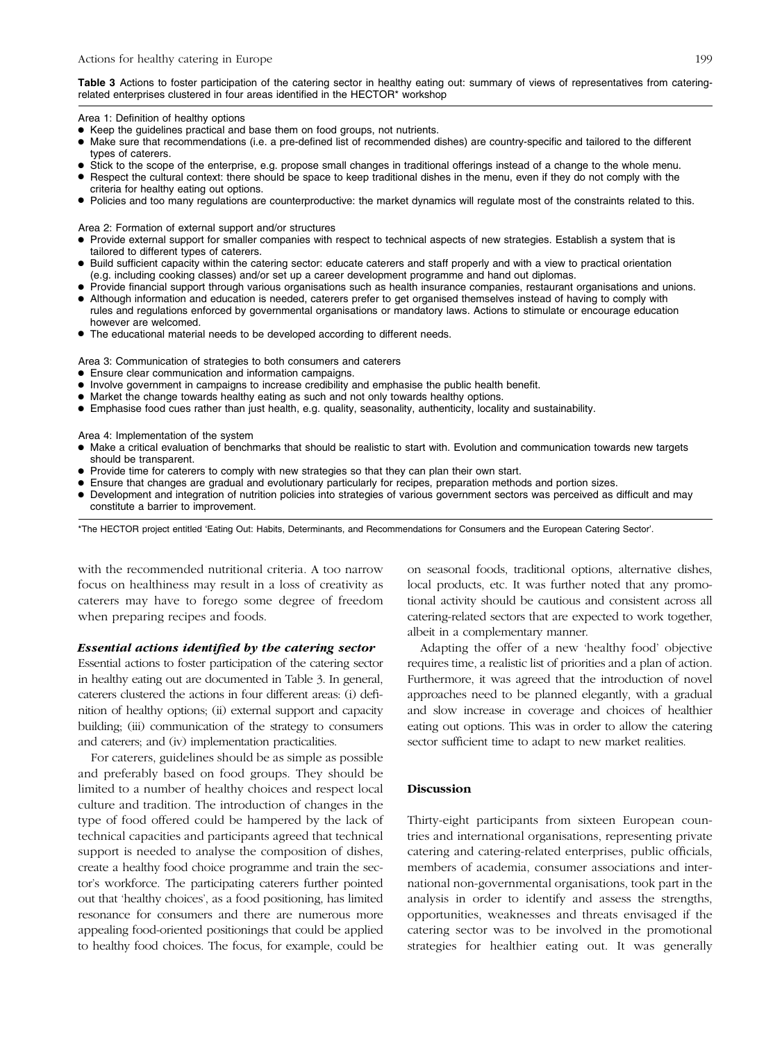**Table 3** Actions to foster participation of the catering sector in healthy eating out: summary of views of representatives from catering-related enterprises clustered in four areas identified in the HECTOR* workshop

Area 1: Definition of healthy options

- Keep the guidelines practical and base them on food groups, not nutrients.
- Make sure that recommendations (i.e. a pre-defined list of recommended dishes) are country-specific and tailored to the different types of caterers.
- Stick to the scope of the enterprise, e.g. propose small changes in traditional offerings instead of a change to the whole menu.
- Respect the cultural context: there should be space to keep traditional dishes in the menu, even if they do not comply with the criteria for healthy eating out options.
- Policies and too many regulations are counterproductive: the market dynamics will regulate most of the constraints related to this.

Area 2: Formation of external support and/or structures

- Provide external support for smaller companies with respect to technical aspects of new strategies. Establish a system that is tailored to different types of caterers.
- Build sufficient capacity within the catering sector: educate caterers and staff properly and with a view to practical orientation (e.g. including cooking classes) and/or set up a career development programme and hand out diplomas.
- Provide financial support through various organisations such as health insurance companies, restaurant organisations and unions.
- Although information and education is needed, caterers prefer to get organised themselves instead of having to comply with rules and regulations enforced by governmental organisations or mandatory laws. Actions to stimulate or encourage education however are welcomed.
- The educational material needs to be developed according to different needs.

Area 3: Communication of strategies to both consumers and caterers

- Ensure clear communication and information campaigns.
- Involve government in campaigns to increase credibility and emphasise the public health benefit.
- Market the change towards healthy eating as such and not only towards healthy options.
- Emphasise food cues rather than just health, e.g. quality, seasonality, authenticity, locality and sustainability.

Area 4: Implementation of the system

- Make a critical evaluation of benchmarks that should be realistic to start with. Evolution and communication towards new targets should be transparent.
- Provide time for caterers to comply with new strategies so that they can plan their own start.
- Ensure that changes are gradual and evolutionary particularly for recipes, preparation methods and portion sizes.
- Development and integration of nutrition policies into strategies of various government sectors was perceived as difficult and may constitute a barrier to improvement.

*The HECTOR project entitled 'Eating Out: Habits, Determinants, and Recommendations for Consumers and the European Catering Sector'.

with the recommended nutritional criteria. A too narrow focus on healthiness may result in a loss of creativity as caterers may have to forego some degree of freedom when preparing recipes and foods.

### *Essential actions identified by the catering sector*

Essential actions to foster participation of the catering sector in healthy eating out are documented in Table 3. In general, caterers clustered the actions in four different areas: (i) definition of healthy options; (ii) external support and capacity building; (iii) communication of the strategy to consumers and caterers; and (iv) implementation practicalities.

For caterers, guidelines should be as simple as possible and preferably based on food groups. They should be limited to a number of healthy choices and respect local culture and tradition. The introduction of changes in the type of food offered could be hampered by the lack of technical capacities and participants agreed that technical support is needed to analyse the composition of dishes, create a healthy food choice programme and train the sector's workforce. The participating caterers further pointed out that 'healthy choices', as a food positioning, has limited resonance for consumers and there are numerous more appealing food-oriented positionings that could be applied to healthy food choices. The focus, for example, could be on seasonal foods, traditional options, alternative dishes, local products, etc. It was further noted that any promotional activity should be cautious and consistent across all catering-related sectors that are expected to work together, albeit in a complementary manner.

Adapting the offer of a new 'healthy food' objective requires time, a realistic list of priorities and a plan of action. Furthermore, it was agreed that the introduction of novel approaches need to be planned elegantly, with a gradual and slow increase in coverage and choices of healthier eating out options. This was in order to allow the catering sector sufficient time to adapt to new market realities.

## Discussion

Thirty-eight participants from sixteen European countries and international organisations, representing private catering and catering-related enterprises, public officials, members of academia, consumer associations and international non-governmental organisations, took part in the analysis in order to identify and assess the strengths, opportunities, weaknesses and threats envisaged if the catering sector was to be involved in the promotional strategies for healthier eating out. It was generally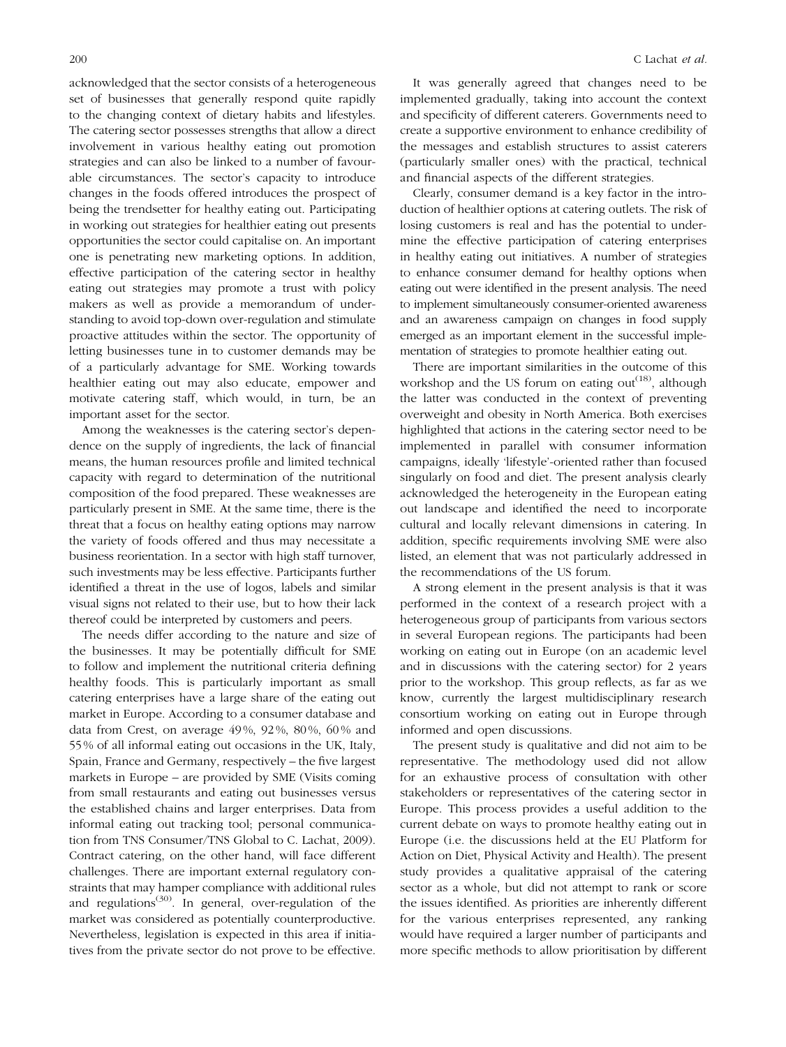acknowledged that the sector consists of a heterogeneous set of businesses that generally respond quite rapidly to the changing context of dietary habits and lifestyles. The catering sector possesses strengths that allow a direct involvement in various healthy eating out promotion strategies and can also be linked to a number of favourable circumstances. The sector's capacity to introduce changes in the foods offered introduces the prospect of being the trendsetter for healthy eating out. Participating in working out strategies for healthier eating out presents opportunities the sector could capitalise on. An important one is penetrating new marketing options. In addition, effective participation of the catering sector in healthy eating out strategies may promote a trust with policy makers as well as provide a memorandum of understanding to avoid top-down over-regulation and stimulate proactive attitudes within the sector. The opportunity of letting businesses tune in to customer demands may be of a particularly advantage for SME. Working towards healthier eating out may also educate, empower and motivate catering staff, which would, in turn, be an important asset for the sector.

Among the weaknesses is the catering sector's dependence on the supply of ingredients, the lack of financial means, the human resources profile and limited technical capacity with regard to determination of the nutritional composition of the food prepared. These weaknesses are particularly present in SME. At the same time, there is the threat that a focus on healthy eating options may narrow the variety of foods offered and thus may necessitate a business reorientation. In a sector with high staff turnover, such investments may be less effective. Participants further identified a threat in the use of logos, labels and similar visual signs not related to their use, but to how their lack thereof could be interpreted by customers and peers.

The needs differ according to the nature and size of the businesses. It may be potentially difficult for SME to follow and implement the nutritional criteria defining healthy foods. This is particularly important as small catering enterprises have a large share of the eating out market in Europe. According to a consumer database and data from Crest, on average 49 %, 92 %, 80 %, 60 % and 55 % of all informal eating out occasions in the UK, Italy, Spain, France and Germany, respectively – the five largest markets in Europe – are provided by SME (Visits coming from small restaurants and eating out businesses versus the established chains and larger enterprises. Data from informal eating out tracking tool; personal communication from TNS Consumer/TNS Global to C. Lachat, 2009). Contract catering, on the other hand, will face different challenges. There are important external regulatory constraints that may hamper compliance with additional rules and regulations[30]. In general, over-regulation of the market was considered as potentially counterproductive. Nevertheless, legislation is expected in this area if initiatives from the private sector do not prove to be effective.

It was generally agreed that changes need to be implemented gradually, taking into account the context and specificity of different caterers. Governments need to create a supportive environment to enhance credibility of the messages and establish structures to assist caterers (particularly smaller ones) with the practical, technical and financial aspects of the different strategies.

Clearly, consumer demand is a key factor in the introduction of healthier options at catering outlets. The risk of losing customers is real and has the potential to undermine the effective participation of catering enterprises in healthy eating out initiatives. A number of strategies to enhance consumer demand for healthy options when eating out were identified in the present analysis. The need to implement simultaneously consumer-oriented awareness and an awareness campaign on changes in food supply emerged as an important element in the successful implementation of strategies to promote healthier eating out.

There are important similarities in the outcome of this workshop and the US forum on eating out[18], although the latter was conducted in the context of preventing overweight and obesity in North America. Both exercises highlighted that actions in the catering sector need to be implemented in parallel with consumer information campaigns, ideally 'lifestyle'-oriented rather than focused singularly on food and diet. The present analysis clearly acknowledged the heterogeneity in the European eating out landscape and identified the need to incorporate cultural and locally relevant dimensions in catering. In addition, specific requirements involving SME were also listed, an element that was not particularly addressed in the recommendations of the US forum.

A strong element in the present analysis is that it was performed in the context of a research project with a heterogeneous group of participants from various sectors in several European regions. The participants had been working on eating out in Europe (on an academic level and in discussions with the catering sector) for 2 years prior to the workshop. This group reflects, as far as we know, currently the largest multidisciplinary research consortium working on eating out in Europe through informed and open discussions.

The present study is qualitative and did not aim to be representative. The methodology used did not allow for an exhaustive process of consultation with other stakeholders or representatives of the catering sector in Europe. This process provides a useful addition to the current debate on ways to promote healthy eating out in Europe (i.e. the discussions held at the EU Platform for Action on Diet, Physical Activity and Health). The present study provides a qualitative appraisal of the catering sector as a whole, but did not attempt to rank or score the issues identified. As priorities are inherently different for the various enterprises represented, any ranking would have required a larger number of participants and more specific methods to allow prioritisation by different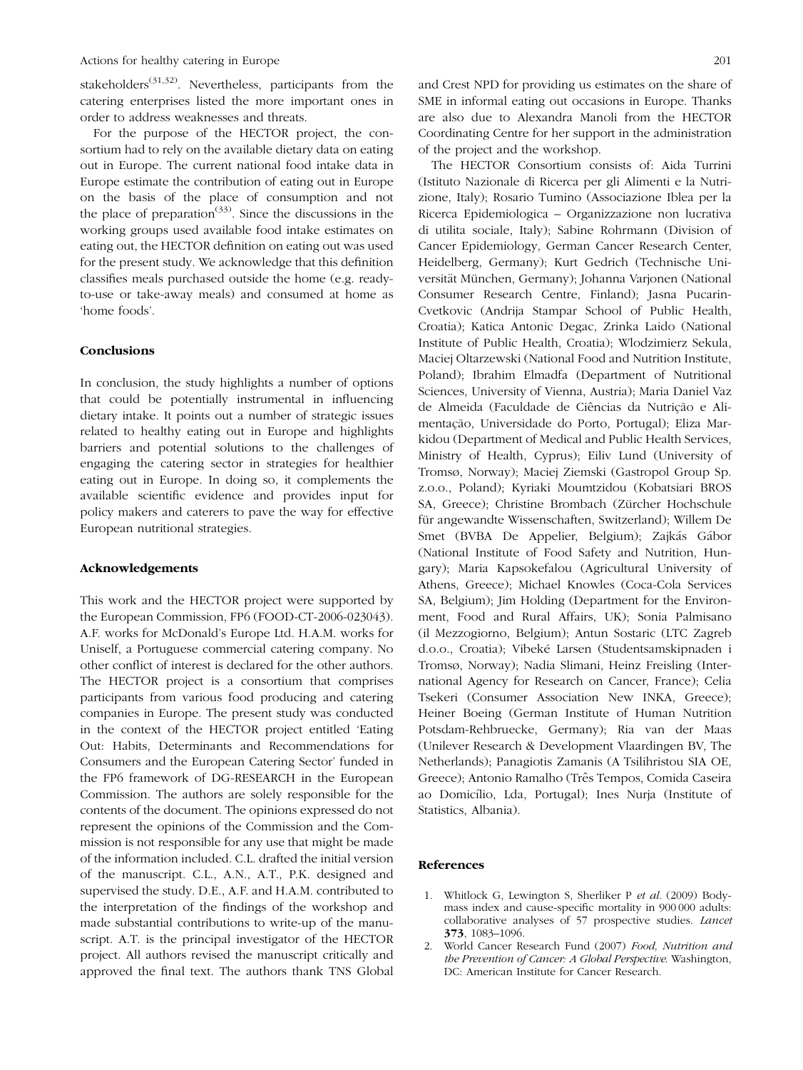stakeholders[31,32]. Nevertheless, participants from the catering enterprises listed the more important ones in order to address weaknesses and threats.

For the purpose of the HECTOR project, the consortium had to rely on the available dietary data on eating out in Europe. The current national food intake data in Europe estimate the contribution of eating out in Europe on the basis of the place of consumption and not the place of preparation[33]. Since the discussions in the working groups used available food intake estimates on eating out, the HECTOR definition on eating out was used for the present study. We acknowledge that this definition classifies meals purchased outside the home (e.g. ready-to-use or take-away meals) and consumed at home as 'home foods'.

## Conclusions

In conclusion, the study highlights a number of options that could be potentially instrumental in influencing dietary intake. It points out a number of strategic issues related to healthy eating out in Europe and highlights barriers and potential solutions to the challenges of engaging the catering sector in strategies for healthier eating out in Europe. In doing so, it complements the available scientific evidence and provides input for policy makers and caterers to pave the way for effective European nutritional strategies.

## Acknowledgements

This work and the HECTOR project were supported by the European Commission, FP6 (FOOD-CT-2006-023043). A.F. works for McDonald's Europe Ltd. H.A.M. works for Uniself, a Portuguese commercial catering company. No other conflict of interest is declared for the other authors. The HECTOR project is a consortium that comprises participants from various food producing and catering companies in Europe. The present study was conducted in the context of the HECTOR project entitled 'Eating Out: Habits, Determinants and Recommendations for Consumers and the European Catering Sector' funded in the FP6 framework of DG-RESEARCH in the European Commission. The authors are solely responsible for the contents of the document. The opinions expressed do not represent the opinions of the Commission and the Commission is not responsible for any use that might be made of the information included. C.L. drafted the initial version of the manuscript. C.L., A.N., A.T., P.K. designed and supervised the study. D.E., A.F. and H.A.M. contributed to the interpretation of the findings of the workshop and made substantial contributions to write-up of the manuscript. A.T. is the principal investigator of the HECTOR project. All authors revised the manuscript critically and approved the final text. The authors thank TNS Global and Crest NPD for providing us estimates on the share of SME in informal eating out occasions in Europe. Thanks are also due to Alexandra Manoli from the HECTOR Coordinating Centre for her support in the administration of the project and the workshop.

The HECTOR Consortium consists of: Aida Turrini (Istituto Nazionale di Ricerca per gli Alimenti e la Nutrizione, Italy); Rosario Tumino (Associazione Iblea per la Ricerca Epidemiologica – Organizzazione non lucrativa di utilita sociale, Italy); Sabine Rohrmann (Division of Cancer Epidemiology, German Cancer Research Center, Heidelberg, Germany); Kurt Gedrich (Technische Universität München, Germany); Johanna Varjonen (National Consumer Research Centre, Finland); Jasna Pucarin-Cvetkovic (Andrija Stampar School of Public Health, Croatia); Katica Antonic Degac, Zrinka Laido (National Institute of Public Health, Croatia); Wlodzimierz Sekula, Maciej Oltarzewski (National Food and Nutrition Institute, Poland); Ibrahim Elmadfa (Department of Nutritional Sciences, University of Vienna, Austria); Maria Daniel Vaz de Almeida (Faculdade de Ciências da Nutrição e Alimentação, Universidade do Porto, Portugal); Eliza Markidou (Department of Medical and Public Health Services, Ministry of Health, Cyprus); Eiliv Lund (University of Tromsø, Norway); Maciej Ziemski (Gastropol Group Sp. z.o.o., Poland); Kyriaki Moumtzidou (Kobatsiari BROS SA, Greece); Christine Brombach (Zürcher Hochschule für angewandte Wissenschaften, Switzerland); Willem De Smet (BVBA De Appelier, Belgium); Zajkás Gábor (National Institute of Food Safety and Nutrition, Hungary); Maria Kapsokefalou (Agricultural University of Athens, Greece); Michael Knowles (Coca-Cola Services SA, Belgium); Jim Holding (Department for the Environment, Food and Rural Affairs, UK); Sonia Palmisano (il Mezzogiorno, Belgium); Antun Sostaric (LTC Zagreb d.o.o., Croatia); Vibeké Larsen (Studentsamskipnaden i Tromsø, Norway); Nadia Slimani, Heinz Freisling (International Agency for Research on Cancer, France); Celia Tsekeri (Consumer Association New INKA, Greece); Heiner Boeing (German Institute of Human Nutrition Potsdam-Rehbruecke, Germany); Ria van der Maas (Unilever Research & Development Vlaardingen BV, The Netherlands); Panagiotis Zamanis (A Tsilihristou SIA OE, Greece); Antonio Ramalho (Três Tempos, Comida Caseira ao Domicílio, Lda, Portugal); Ines Nurja (Institute of Statistics, Albania).

## References

1. Whitlock G, Lewington S, Sherliker P *et al.* (2009) Body-mass index and cause-specific mortality in 900 000 adults: collaborative analyses of 57 prospective studies. *Lancet* **373**, 1083–1096.
2. World Cancer Research Fund (2007) *Food, Nutrition and the Prevention of Cancer: A Global Perspective*. Washington, DC: American Institute for Cancer Research.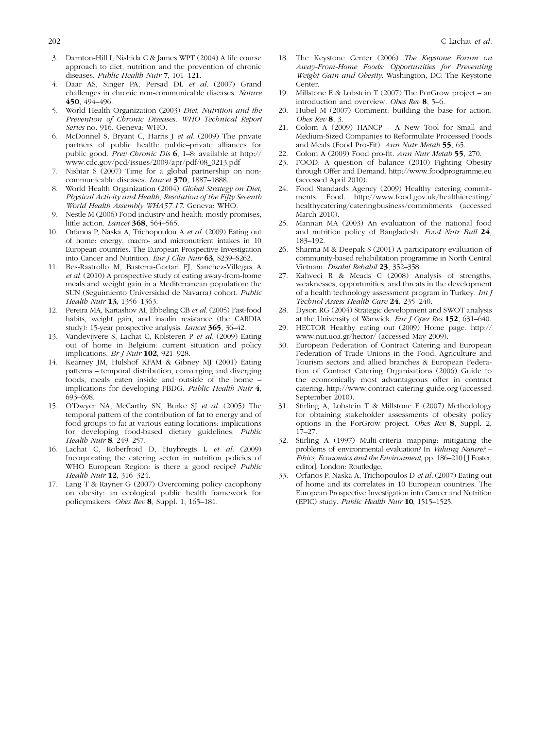3. Darnton-Hill I, Nishida C & James WPT (2004) A life course approach to diet, nutrition and the prevention of chronic diseases. *Public Health Nutr* **7**, 101–121.
4. Daar AS, Singer PA, Persad DL *et al.* (2007) Grand challenges in chronic non-communicable diseases. *Nature* **450**, 494–496.
5. World Health Organization (2003) *Diet, Nutrition and the Prevention of Chronic Diseases. WHO Technical Report Series* no. 916. Geneva: WHO.
6. McDonnel S, Bryant C, Harris J *et al.* (2009) The private partners of public health: public–private alliances for public good. *Prev Chronic Dis* **6**, 1–8; available at http://www.cdc.gov/pcd/issues/2009/apr/pdf/08_0213.pdf
7. Nishtar S (2007) Time for a global partnership on non-communicable diseases. *Lancet* **370**, 1887–1888.
8. World Health Organization (2004) *Global Strategy on Diet, Physical Activity and Health, Resolution of the Fifty Seventh World Health Assembly WHA57.17*. Geneva: WHO.
9. Nestle M (2006) Food industry and health: mostly promises, little action. *Lancet* **368**, 564–565.
10. Orfanos P, Naska A, Trichopoulou A *et al.* (2009) Eating out of home: energy, macro- and micronutrient intakes in 10 European countries. The European Prospective Investigation into Cancer and Nutrition. *Eur J Clin Nutr* **63**, S239–S262.
11. Bes-Rastrollo M, Basterra-Gortari FJ, Sanchez-Villegas A *et al.* (2010) A prospective study of eating away-from-home meals and weight gain in a Mediterranean population: the SUN (Seguimiento Universidad de Navarra) cohort. *Public Health Nutr* **13**, 1356–1363.
12. Pereira MA, Kartashov AI, Ebbeling CB *et al.* (2005) Fast-food habits, weight gain, and insulin resistance (the CARDIA study): 15-year prospective analysis. *Lancet* **365**, 36–42.
13. Vandevijvere S, Lachat C, Kolsteren P *et al.* (2009) Eating out of home in Belgium: current situation and policy implications. *Br J Nutr* **102**, 921–928.
14. Kearney JM, Hulshof KFAM & Gibney MJ (2001) Eating patterns – temporal distribution, converging and diverging foods, meals eaten inside and outside of the home – implications for developing FBDG. *Public Health Nutr* **4**, 693–698.
15. O'Dwyer NA, McCarthy SN, Burke SJ *et al.* (2005) The temporal pattern of the contribution of fat to energy and of food groups to fat at various eating locations: implications for developing food-based dietary guidelines. *Public Health Nutr* **8**, 249–257.
16. Lachat C, Roberfroid D, Huybregts L *et al.* (2009) Incorporating the catering sector in nutrition policies of WHO European Region: is there a good recipe? *Public Health Nutr* **12**, 316–324.
17. Lang T & Rayner G (2007) Overcoming policy cacophony on obesity: an ecological public health framework for policymakers. *Obes Rev* **8**, Suppl. 1, 165–181.
18. The Keystone Center (2006) *The Keystone Forum on Away-From-Home Foods: Opportunities for Preventing Weight Gain and Obesity*. Washington, DC: The Keystone Center.
19. Millstone E & Lobstein T (2007) The PorGrow project – an introduction and overview. *Obes Rev* **8**, 5–6.
20. Hubel M (2007) Comment: building the base for action. *Obes Rev* **8**, 3.
21. Colom A (2009) HANCP – A New Tool for Small and Medium-Sized Companies to Reformulate Processed Foods and Meals (Food Pro-Fit). *Ann Nutr Metab* **55**, 65.
22. Colom A (2009) Food pro-fit. *Ann Nutr Metab* **55**, 270.
23. FOOD: A question of balance (2010) Fighting Obesity through Offer and Demand. http://www.foodprogramme.eu (accessed April 2010).
24. Food Standards Agency (2009) Healthy catering commitments. Food. http://www.food.gov.uk/healthiereating/healthycatering/cateringbusiness/commitments (accessed March 2010).
25. Mannan MA (2003) An evaluation of the national food and nutrition policy of Bangladesh. *Food Nutr Bull* **24**, 183–192.
26. Sharma M & Deepak S (2001) A participatory evaluation of community-based rehabilitation programme in North Central Vietnam. *Disabil Rehabil* **23**, 352–358.
27. Kahveci R & Meads C (2008) Analysis of strengths, weaknesses, opportunities, and threats in the development of a health technology assessment program in Turkey. *Int J Technol Assess Health Care* **24**, 235–240.
28. Dyson RG (2004) Strategic development and SWOT analysis at the University of Warwick. *Eur J Oper Res* **152**, 631–640.
29. HECTOR Healthy eating out (2009) Home page. http://www.nut.uoa.gr/hector/ (accessed May 2009).
30. European Federation of Contract Catering and European Federation of Trade Unions in the Food, Agriculture and Tourism sectors and allied branches & European Federation of Contract Catering Organisations (2006) Guide to the economically most advantageous offer in contract catering. http://www.contract-catering-guide.org (accessed September 2010).
31. Stirling A, Lobstein T & Millstone E (2007) Methodology for obtaining stakeholder assessments of obesity policy options in the PorGrow project. *Obes Rev* **8**, Suppl. 2, 17–27.
32. Stirling A (1997) Multi-criteria mapping: mitigating the problems of environmental evaluation? In *Valuing Nature? – Ethics, Economics and the Environment*, pp. 186–210 [J Foster, editor]. London: Routledge.
33. Orfanos P, Naska A, Trichopoulos D *et al.* (2007) Eating out of home and its correlates in 10 European countries. The European Prospective Investigation into Cancer and Nutrition (EPIC) study. *Public Health Nutr* **10**, 1515–1525.